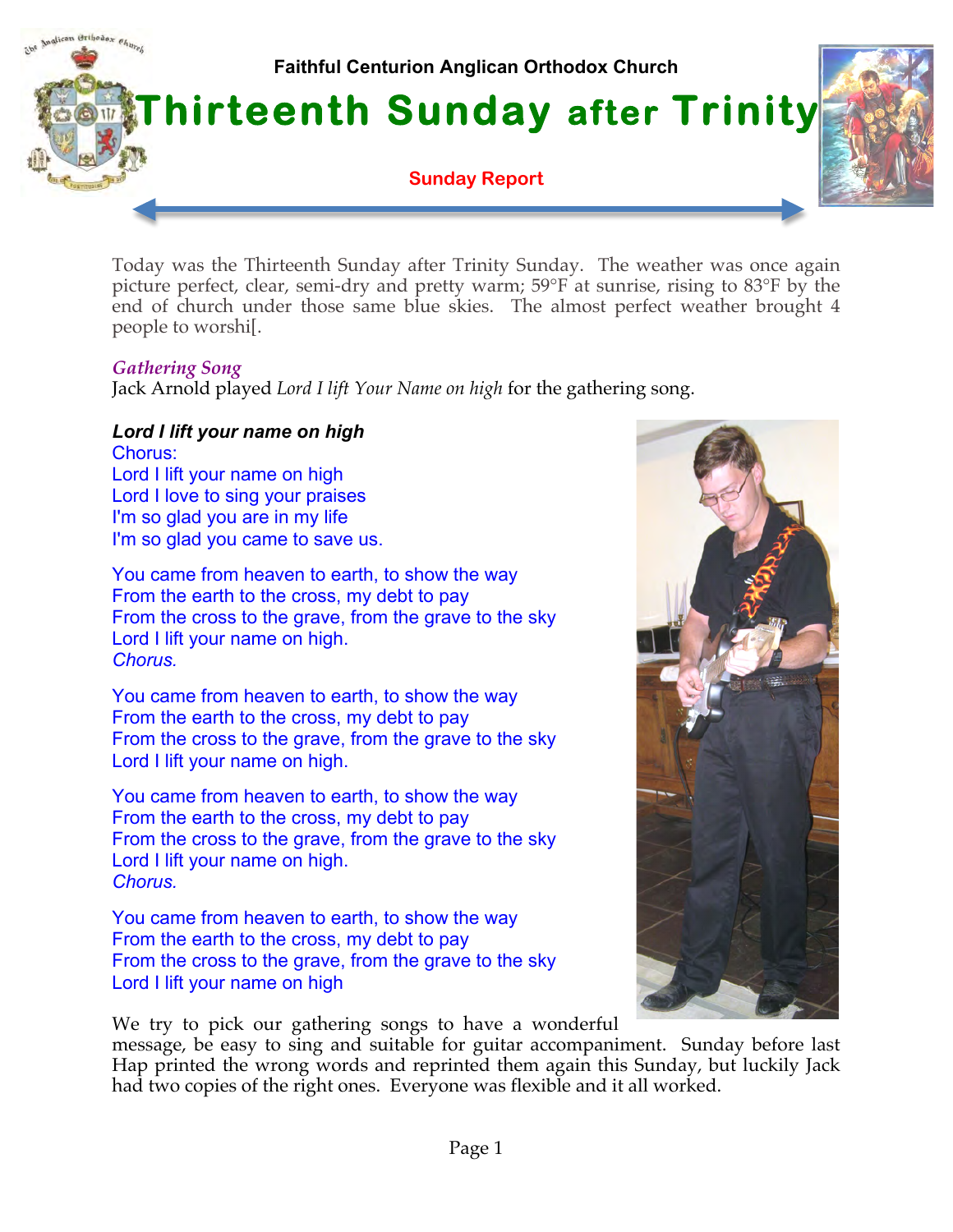Faithful Centurion Anglican Orthodox Church

# Thirteenth Sunday after Trinity

**Sunday Report**

Today was the Thirteenth Sunday after Trinity Sunday. The weather was once again picture perfect, clear, semi-dry and pretty warm; 59°F at sunrise, rising to 83°F by the end of church under those same blue skies. The almost perfect weather brought 4 people to worshi[.

*Gathering Song*

Jack Arnold played *Lord I lift Your Name on high* for the gathering song.

***Lord I lift your name on high***

Chorus:
Lord I lift your name on high
Lord I love to sing your praises
I'm so glad you are in my life
I'm so glad you came to save us.

You came from heaven to earth, to show the way
From the earth to the cross, my debt to pay
From the cross to the grave, from the grave to the sky
Lord I lift your name on high.
*Chorus.*

You came from heaven to earth, to show the way
From the earth to the cross, my debt to pay
From the cross to the grave, from the grave to the sky
Lord I lift your name on high.

You came from heaven to earth, to show the way
From the earth to the cross, my debt to pay
From the cross to the grave, from the grave to the sky
Lord I lift your name on high.
*Chorus.*

You came from heaven to earth, to show the way
From the earth to the cross, my debt to pay
From the cross to the grave, from the grave to the sky
Lord I lift your name on high

We try to pick our gathering songs to have a wonderful message, be easy to sing and suitable for guitar accompaniment. Sunday before last Hap printed the wrong words and reprinted them again this Sunday, but luckily Jack had two copies of the right ones. Everyone was flexible and it all worked.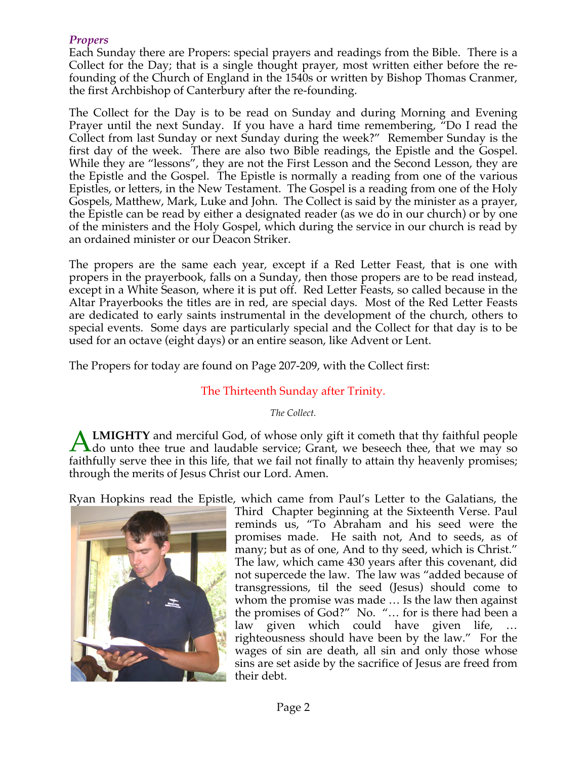### *Propers*

Each Sunday there are Propers: special prayers and readings from the Bible. There is a Collect for the Day; that is a single thought prayer, most written either before the re-founding of the Church of England in the 1540s or written by Bishop Thomas Cranmer, the first Archbishop of Canterbury after the re-founding.

The Collect for the Day is to be read on Sunday and during Morning and Evening Prayer until the next Sunday. If you have a hard time remembering, "Do I read the Collect from last Sunday or next Sunday during the week?" Remember Sunday is the first day of the week. There are also two Bible readings, the Epistle and the Gospel. While they are "lessons", they are not the First Lesson and the Second Lesson, they are the Epistle and the Gospel. The Epistle is normally a reading from one of the various Epistles, or letters, in the New Testament. The Gospel is a reading from one of the Holy Gospels, Matthew, Mark, Luke and John. The Collect is said by the minister as a prayer, the Epistle can be read by either a designated reader (as we do in our church) or by one of the ministers and the Holy Gospel, which during the service in our church is read by an ordained minister or our Deacon Striker.

The propers are the same each year, except if a Red Letter Feast, that is one with propers in the prayerbook, falls on a Sunday, then those propers are to be read instead, except in a White Season, where it is put off. Red Letter Feasts, so called because in the Altar Prayerbooks the titles are in red, are special days. Most of the Red Letter Feasts are dedicated to early saints instrumental in the development of the church, others to special events. Some days are particularly special and the Collect for that day is to be used for an octave (eight days) or an entire season, like Advent or Lent.

The Propers for today are found on Page 207-209, with the Collect first:

## The Thirteenth Sunday after Trinity.

*The Collect.*

**ALMIGHTY** and merciful God, of whose only gift it cometh that thy faithful people do unto thee true and laudable service; Grant, we beseech thee, that we may so faithfully serve thee in this life, that we fail not finally to attain thy heavenly promises; through the merits of Jesus Christ our Lord. Amen.

Ryan Hopkins read the Epistle, which came from Paul's Letter to the Galatians, the Third Chapter beginning at the Sixteenth Verse. Paul reminds us, "To Abraham and his seed were the promises made. He saith not, And to seeds, as of many; but as of one, And to thy seed, which is Christ." The law, which came 430 years after this covenant, did not supercede the law. The law was "added because of transgressions, til the seed (Jesus) should come to whom the promise was made … Is the law then against the promises of God?" No. "… for is there had been a law given which could have given life, … righteousness should have been by the law." For the wages of sin are death, all sin and only those whose sins are set aside by the sacrifice of Jesus are freed from their debt.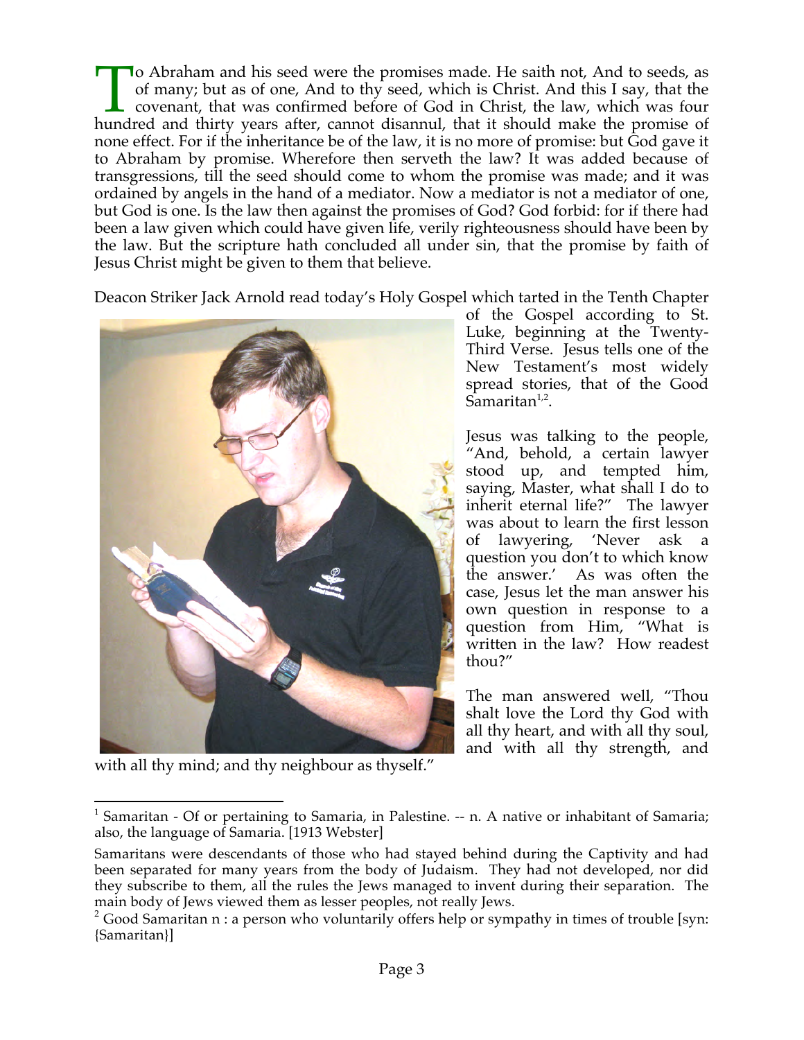To Abraham and his seed were the promises made. He saith not, And to seeds, as of many; but as of one, And to thy seed, which is Christ. And this I say, that the covenant, that was confirmed before of God in Christ, the law, which was four hundred and thirty years after, cannot disannul, that it should make the promise of none effect. For if the inheritance be of the law, it is no more of promise: but God gave it to Abraham by promise. Wherefore then serveth the law? It was added because of transgressions, till the seed should come to whom the promise was made; and it was ordained by angels in the hand of a mediator. Now a mediator is not a mediator of one, but God is one. Is the law then against the promises of God? God forbid: for if there had been a law given which could have given life, verily righteousness should have been by the law. But the scripture hath concluded all under sin, that the promise by faith of Jesus Christ might be given to them that believe.

Deacon Striker Jack Arnold read today's Holy Gospel which tarted in the Tenth Chapter of the Gospel according to St. Luke, beginning at the Twenty-Third Verse. Jesus tells one of the New Testament's most widely spread stories, that of the Good Samaritan[1,2].

Jesus was talking to the people, "And, behold, a certain lawyer stood up, and tempted him, saying, Master, what shall I do to inherit eternal life?" The lawyer was about to learn the first lesson of lawyering, 'Never ask a question you don't to which know the answer.' As was often the case, Jesus let the man answer his own question in response to a question from Him, "What is written in the law? How readest thou?"

The man answered well, "Thou shalt love the Lord thy God with all thy heart, and with all thy soul, and with all thy strength, and with all thy mind; and thy neighbour as thyself."

---

[1] Samaritan - Of or pertaining to Samaria, in Palestine. -- n. A native or inhabitant of Samaria; also, the language of Samaria. [1913 Webster]

Samaritans were descendants of those who had stayed behind during the Captivity and had been separated for many years from the body of Judaism. They had not developed, nor did they subscribe to them, all the rules the Jews managed to invent during their separation. The main body of Jews viewed them as lesser peoples, not really Jews.

[2] Good Samaritan n : a person who voluntarily offers help or sympathy in times of trouble [syn: {Samaritan}]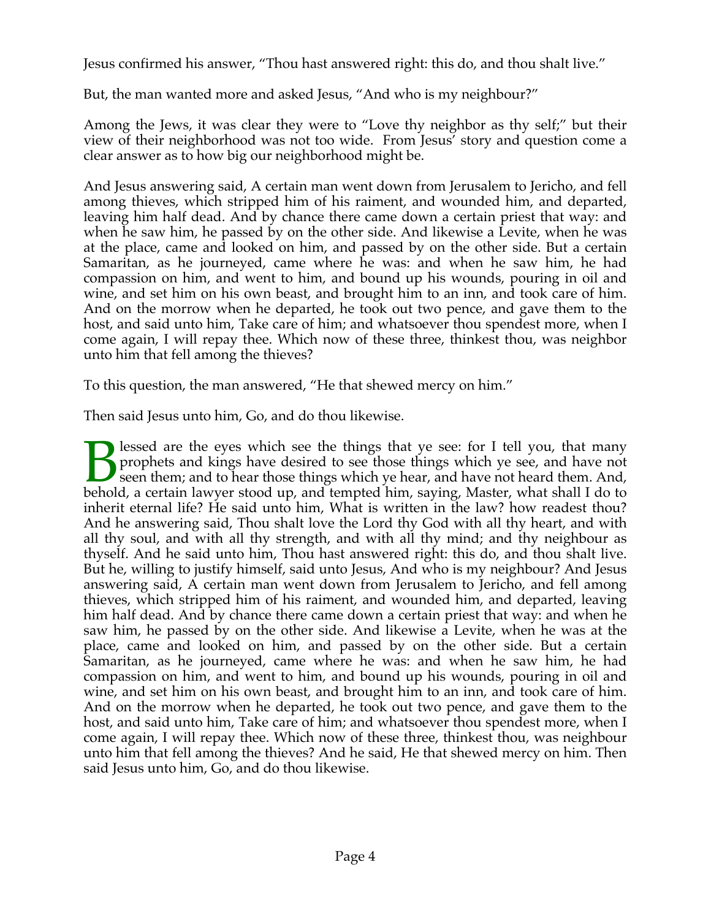Jesus confirmed his answer, "Thou hast answered right: this do, and thou shalt live."

But, the man wanted more and asked Jesus, "And who is my neighbour?"

Among the Jews, it was clear they were to "Love thy neighbor as thy self;" but their view of their neighborhood was not too wide. From Jesus' story and question come a clear answer as to how big our neighborhood might be.

And Jesus answering said, A certain man went down from Jerusalem to Jericho, and fell among thieves, which stripped him of his raiment, and wounded him, and departed, leaving him half dead. And by chance there came down a certain priest that way: and when he saw him, he passed by on the other side. And likewise a Levite, when he was at the place, came and looked on him, and passed by on the other side. But a certain Samaritan, as he journeyed, came where he was: and when he saw him, he had compassion on him, and went to him, and bound up his wounds, pouring in oil and wine, and set him on his own beast, and brought him to an inn, and took care of him. And on the morrow when he departed, he took out two pence, and gave them to the host, and said unto him, Take care of him; and whatsoever thou spendest more, when I come again, I will repay thee. Which now of these three, thinkest thou, was neighbor unto him that fell among the thieves?

To this question, the man answered, "He that shewed mercy on him."

Then said Jesus unto him, Go, and do thou likewise.

Blessed are the eyes which see the things that ye see: for I tell you, that many prophets and kings have desired to see those things which ye see, and have not seen them; and to hear those things which ye hear, and have not heard them. And, behold, a certain lawyer stood up, and tempted him, saying, Master, what shall I do to inherit eternal life? He said unto him, What is written in the law? how readest thou? And he answering said, Thou shalt love the Lord thy God with all thy heart, and with all thy soul, and with all thy strength, and with all thy mind; and thy neighbour as thyself. And he said unto him, Thou hast answered right: this do, and thou shalt live. But he, willing to justify himself, said unto Jesus, And who is my neighbour? And Jesus answering said, A certain man went down from Jerusalem to Jericho, and fell among thieves, which stripped him of his raiment, and wounded him, and departed, leaving him half dead. And by chance there came down a certain priest that way: and when he saw him, he passed by on the other side. And likewise a Levite, when he was at the place, came and looked on him, and passed by on the other side. But a certain Samaritan, as he journeyed, came where he was: and when he saw him, he had compassion on him, and went to him, and bound up his wounds, pouring in oil and wine, and set him on his own beast, and brought him to an inn, and took care of him. And on the morrow when he departed, he took out two pence, and gave them to the host, and said unto him, Take care of him; and whatsoever thou spendest more, when I come again, I will repay thee. Which now of these three, thinkest thou, was neighbour unto him that fell among the thieves? And he said, He that shewed mercy on him. Then said Jesus unto him, Go, and do thou likewise.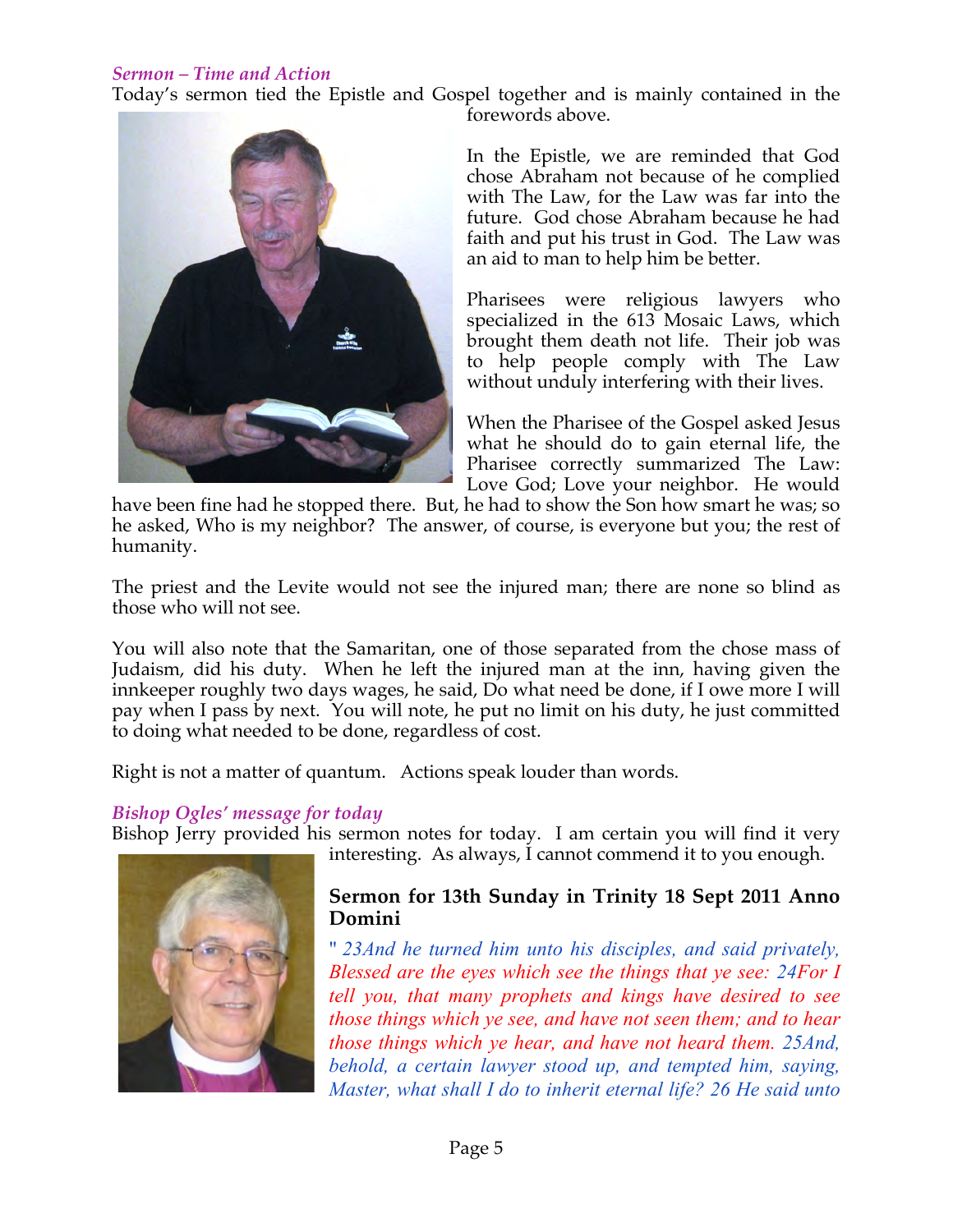### *Sermon – Time and Action*

Today's sermon tied the Epistle and Gospel together and is mainly contained in the forewords above.

In the Epistle, we are reminded that God chose Abraham not because of he complied with The Law, for the Law was far into the future. God chose Abraham because he had faith and put his trust in God. The Law was an aid to man to help him be better.

Pharisees were religious lawyers who specialized in the 613 Mosaic Laws, which brought them death not life. Their job was to help people comply with The Law without unduly interfering with their lives.

When the Pharisee of the Gospel asked Jesus what he should do to gain eternal life, the Pharisee correctly summarized The Law: Love God; Love your neighbor. He would have been fine had he stopped there. But, he had to show the Son how smart he was; so he asked, Who is my neighbor? The answer, of course, is everyone but you; the rest of humanity.

The priest and the Levite would not see the injured man; there are none so blind as those who will not see.

You will also note that the Samaritan, one of those separated from the chose mass of Judaism, did his duty. When he left the injured man at the inn, having given the innkeeper roughly two days wages, he said, Do what need be done, if I owe more I will pay when I pass by next. You will note, he put no limit on his duty, he just committed to doing what needed to be done, regardless of cost.

Right is not a matter of quantum. Actions speak louder than words.

### *Bishop Ogles' message for today*

Bishop Jerry provided his sermon notes for today. I am certain you will find it very interesting. As always, I cannot commend it to you enough.

**Sermon for 13th Sunday in Trinity 18 Sept 2011 Anno Domini**

" *23And he turned him unto his disciples, and said privately, Blessed are the eyes which see the things that ye see: 24For I tell you, that many prophets and kings have desired to see those things which ye see, and have not seen them; and to hear those things which ye hear, and have not heard them. 25And, behold, a certain lawyer stood up, and tempted him, saying, Master, what shall I do to inherit eternal life? 26 He said unto*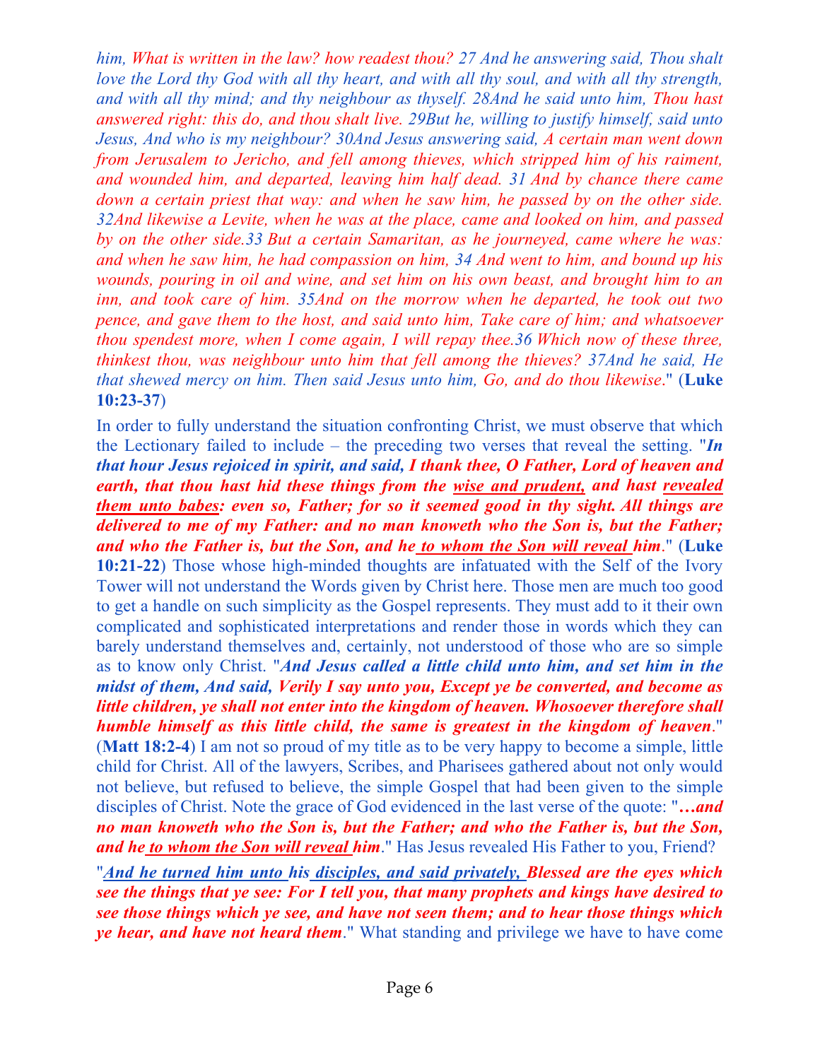*him, What is written in the law? how readest thou? 27 And he answering said, Thou shalt love the Lord thy God with all thy heart, and with all thy soul, and with all thy strength, and with all thy mind; and thy neighbour as thyself. 28And he said unto him, Thou hast answered right: this do, and thou shalt live. 29But he, willing to justify himself, said unto Jesus, And who is my neighbour? 30And Jesus answering said, A certain man went down from Jerusalem to Jericho, and fell among thieves, which stripped him of his raiment, and wounded him, and departed, leaving him half dead. 31 And by chance there came down a certain priest that way: and when he saw him, he passed by on the other side. 32And likewise a Levite, when he was at the place, came and looked on him, and passed by on the other side.33 But a certain Samaritan, as he journeyed, came where he was: and when he saw him, he had compassion on him, 34 And went to him, and bound up his wounds, pouring in oil and wine, and set him on his own beast, and brought him to an inn, and took care of him. 35And on the morrow when he departed, he took out two pence, and gave them to the host, and said unto him, Take care of him; and whatsoever thou spendest more, when I come again, I will repay thee.36 Which now of these three, thinkest thou, was neighbour unto him that fell among the thieves? 37And he said, He that shewed mercy on him. Then said Jesus unto him, Go, and do thou likewise*." (**Luke 10:23-37**)

In order to fully understand the situation confronting Christ, we must observe that which the Lectionary failed to include – the preceding two verses that reveal the setting. "***In that hour Jesus rejoiced in spirit, and said, I thank thee, O Father, Lord of heaven and earth, that thou hast hid these things from the wise and prudent, and hast revealed them unto babes: even so, Father; for so it seemed good in thy sight. All things are delivered to me of my Father: and no man knoweth who the Son is, but the Father; and who the Father is, but the Son, and he to whom the Son will reveal him***." (**Luke 10:21-22**) Those whose high-minded thoughts are infatuated with the Self of the Ivory Tower will not understand the Words given by Christ here. Those men are much too good to get a handle on such simplicity as the Gospel represents. They must add to it their own complicated and sophisticated interpretations and render those in words which they can barely understand themselves and, certainly, not understood of those who are so simple as to know only Christ. "***And Jesus called a little child unto him, and set him in the midst of them, And said, Verily I say unto you, Except ye be converted, and become as little children, ye shall not enter into the kingdom of heaven. Whosoever therefore shall humble himself as this little child, the same is greatest in the kingdom of heaven***." (**Matt 18:2-4**) I am not so proud of my title as to be very happy to become a simple, little child for Christ. All of the lawyers, Scribes, and Pharisees gathered about not only would not believe, but refused to believe, the simple Gospel that had been given to the simple disciples of Christ. Note the grace of God evidenced in the last verse of the quote: "***…and no man knoweth who the Son is, but the Father; and who the Father is, but the Son, and he to whom the Son will reveal him***." Has Jesus revealed His Father to you, Friend?

"***And he turned him unto his disciples, and said privately, Blessed are the eyes which see the things that ye see: For I tell you, that many prophets and kings have desired to see those things which ye see, and have not seen them; and to hear those things which ye hear, and have not heard them***." What standing and privilege we have to have come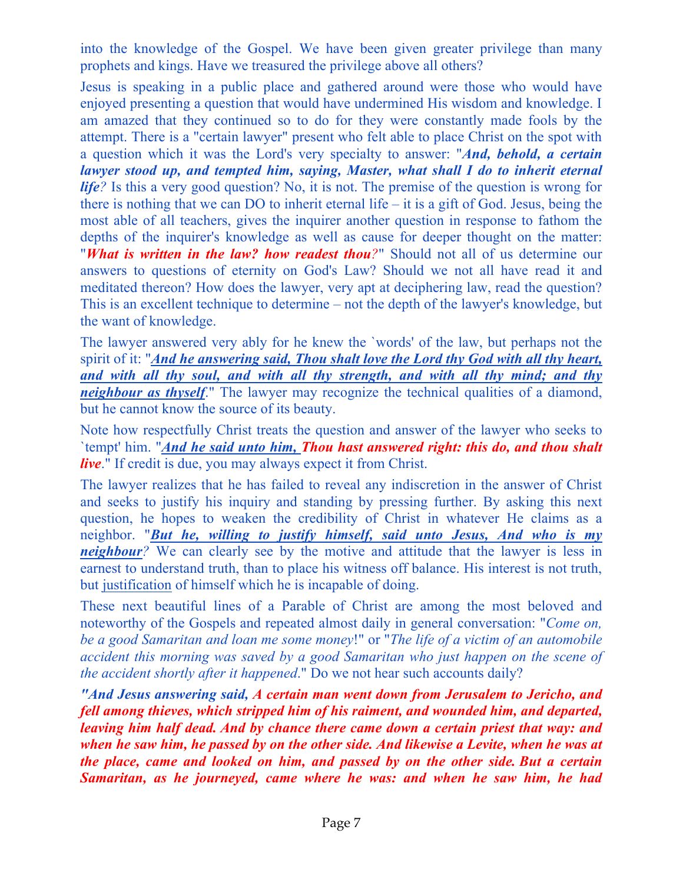into the knowledge of the Gospel. We have been given greater privilege than many prophets and kings. Have we treasured the privilege above all others?

Jesus is speaking in a public place and gathered around were those who would have enjoyed presenting a question that would have undermined His wisdom and knowledge. I am amazed that they continued so to do for they were constantly made fools by the attempt. There is a "certain lawyer" present who felt able to place Christ on the spot with a question which it was the Lord's very specialty to answer: "***And, behold, a certain lawyer stood up, and tempted him, saying, Master, what shall I do to inherit eternal life****?* Is this a very good question? No, it is not. The premise of the question is wrong for there is nothing that we can DO to inherit eternal life – it is a gift of God. Jesus, being the most able of all teachers, gives the inquirer another question in response to fathom the depths of the inquirer's knowledge as well as cause for deeper thought on the matter: "***What is written in the law? how readest thou****?*" Should not all of us determine our answers to questions of eternity on God's Law? Should we not all have read it and meditated thereon? How does the lawyer, very apt at deciphering law, read the question? This is an excellent technique to determine – not the depth of the lawyer's knowledge, but the want of knowledge.

The lawyer answered very ably for he knew the `words' of the law, but perhaps not the spirit of it: "***And he answering said, Thou shalt love the Lord thy God with all thy heart, and with all thy soul, and with all thy strength, and with all thy mind; and thy neighbour as thyself***." The lawyer may recognize the technical qualities of a diamond, but he cannot know the source of its beauty.

Note how respectfully Christ treats the question and answer of the lawyer who seeks to `tempt' him. "***And he said unto him, Thou hast answered right: this do, and thou shalt live***." If credit is due, you may always expect it from Christ.

The lawyer realizes that he has failed to reveal any indiscretion in the answer of Christ and seeks to justify his inquiry and standing by pressing further. By asking this next question, he hopes to weaken the credibility of Christ in whatever He claims as a neighbor. "***But he, willing to justify himself, said unto Jesus, And who is my neighbour****?* We can clearly see by the motive and attitude that the lawyer is less in earnest to understand truth, than to place his witness off balance. His interest is not truth, but justification of himself which he is incapable of doing.

These next beautiful lines of a Parable of Christ are among the most beloved and noteworthy of the Gospels and repeated almost daily in general conversation: "*Come on, be a good Samaritan and loan me some money*!" or "*The life of a victim of an automobile accident this morning was saved by a good Samaritan who just happen on the scene of the accident shortly after it happened*." Do we not hear such accounts daily?

***"And Jesus answering said, A certain man went down from Jerusalem to Jericho, and fell among thieves, which stripped him of his raiment, and wounded him, and departed, leaving him half dead. And by chance there came down a certain priest that way: and when he saw him, he passed by on the other side. And likewise a Levite, when he was at the place, came and looked on him, and passed by on the other side. But a certain Samaritan, as he journeyed, came where he was: and when he saw him, he had***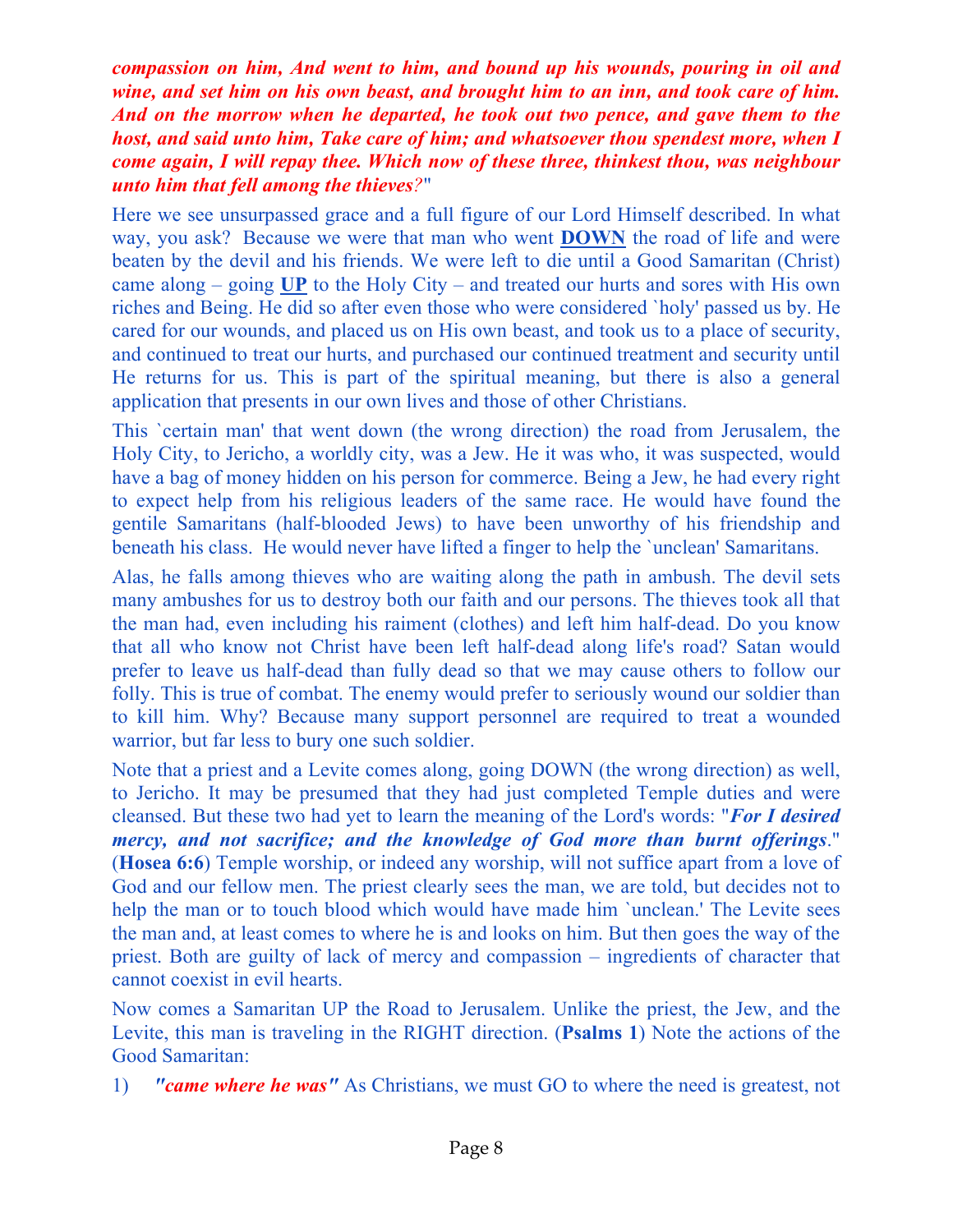***compassion on him, And went to him, and bound up his wounds, pouring in oil and wine, and set him on his own beast, and brought him to an inn, and took care of him. And on the morrow when he departed, he took out two pence, and gave them to the host, and said unto him, Take care of him; and whatsoever thou spendest more, when I come again, I will repay thee. Which now of these three, thinkest thou, was neighbour unto him that fell among the thieves****?*"

Here we see unsurpassed grace and a full figure of our Lord Himself described. In what way, you ask? Because we were that man who went **DOWN** the road of life and were beaten by the devil and his friends. We were left to die until a Good Samaritan (Christ) came along – going **UP** to the Holy City – and treated our hurts and sores with His own riches and Being. He did so after even those who were considered `holy' passed us by. He cared for our wounds, and placed us on His own beast, and took us to a place of security, and continued to treat our hurts, and purchased our continued treatment and security until He returns for us. This is part of the spiritual meaning, but there is also a general application that presents in our own lives and those of other Christians.

This `certain man' that went down (the wrong direction) the road from Jerusalem, the Holy City, to Jericho, a worldly city, was a Jew. He it was who, it was suspected, would have a bag of money hidden on his person for commerce. Being a Jew, he had every right to expect help from his religious leaders of the same race. He would have found the gentile Samaritans (half-blooded Jews) to have been unworthy of his friendship and beneath his class. He would never have lifted a finger to help the `unclean' Samaritans.

Alas, he falls among thieves who are waiting along the path in ambush. The devil sets many ambushes for us to destroy both our faith and our persons. The thieves took all that the man had, even including his raiment (clothes) and left him half-dead. Do you know that all who know not Christ have been left half-dead along life's road? Satan would prefer to leave us half-dead than fully dead so that we may cause others to follow our folly. This is true of combat. The enemy would prefer to seriously wound our soldier than to kill him. Why? Because many support personnel are required to treat a wounded warrior, but far less to bury one such soldier.

Note that a priest and a Levite comes along, going DOWN (the wrong direction) as well, to Jericho. It may be presumed that they had just completed Temple duties and were cleansed. But these two had yet to learn the meaning of the Lord's words: "***For I desired mercy, and not sacrifice; and the knowledge of God more than burnt offerings***." (**Hosea 6:6**) Temple worship, or indeed any worship, will not suffice apart from a love of God and our fellow men. The priest clearly sees the man, we are told, but decides not to help the man or to touch blood which would have made him `unclean.' The Levite sees the man and, at least comes to where he is and looks on him. But then goes the way of the priest. Both are guilty of lack of mercy and compassion – ingredients of character that cannot coexist in evil hearts.

Now comes a Samaritan UP the Road to Jerusalem. Unlike the priest, the Jew, and the Levite, this man is traveling in the RIGHT direction. (**Psalms 1**) Note the actions of the Good Samaritan:

1) ***"came where he was"*** As Christians, we must GO to where the need is greatest, not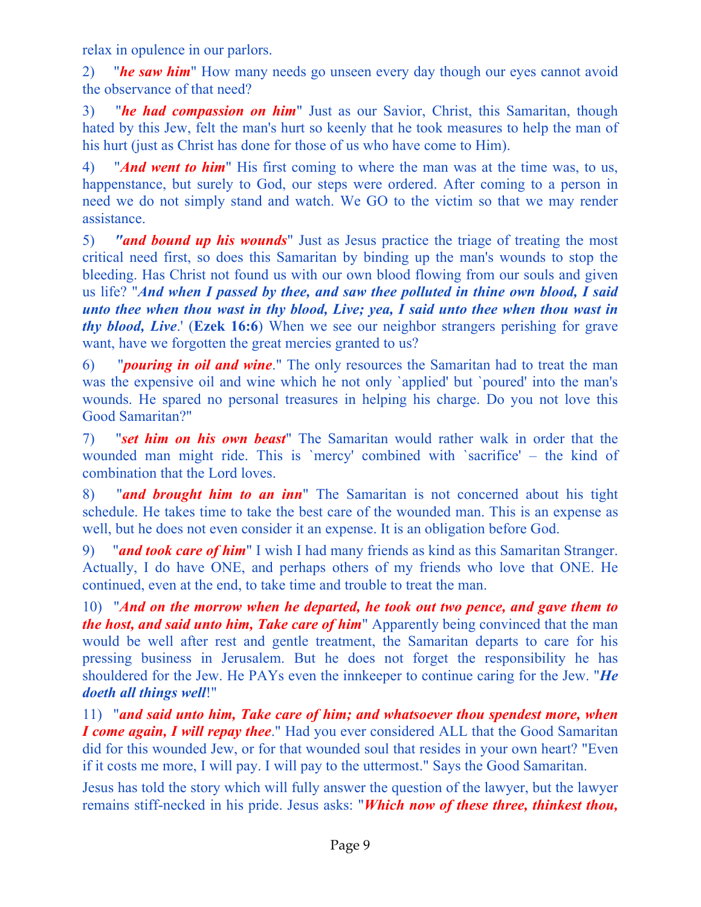relax in opulence in our parlors.

2) "***he saw him***" How many needs go unseen every day though our eyes cannot avoid the observance of that need?

3) "***he had compassion on him***" Just as our Savior, Christ, this Samaritan, though hated by this Jew, felt the man's hurt so keenly that he took measures to help the man of his hurt (just as Christ has done for those of us who have come to Him).

4) "***And went to him***" His first coming to where the man was at the time was, to us, happenstance, but surely to God, our steps were ordered. After coming to a person in need we do not simply stand and watch. We GO to the victim so that we may render assistance.

5) ***"and bound up his wounds***" Just as Jesus practice the triage of treating the most critical need first, so does this Samaritan by binding up the man's wounds to stop the bleeding. Has Christ not found us with our own blood flowing from our souls and given us life? "***And when I passed by thee, and saw thee polluted in thine own blood, I said unto thee when thou wast in thy blood, Live; yea, I said unto thee when thou wast in thy blood, Live***.' (**Ezek 16:6**) When we see our neighbor strangers perishing for grave want, have we forgotten the great mercies granted to us?

6) "***pouring in oil and wine***." The only resources the Samaritan had to treat the man was the expensive oil and wine which he not only `applied' but `poured' into the man's wounds. He spared no personal treasures in helping his charge. Do you not love this Good Samaritan?"

7) "***set him on his own beast***" The Samaritan would rather walk in order that the wounded man might ride. This is `mercy' combined with `sacrifice' – the kind of combination that the Lord loves.

8) "***and brought him to an inn***" The Samaritan is not concerned about his tight schedule. He takes time to take the best care of the wounded man. This is an expense as well, but he does not even consider it an expense. It is an obligation before God.

9) "***and took care of him***" I wish I had many friends as kind as this Samaritan Stranger. Actually, I do have ONE, and perhaps others of my friends who love that ONE. He continued, even at the end, to take time and trouble to treat the man.

10) "***And on the morrow when he departed, he took out two pence, and gave them to the host, and said unto him, Take care of him***" Apparently being convinced that the man would be well after rest and gentle treatment, the Samaritan departs to care for his pressing business in Jerusalem. But he does not forget the responsibility he has shouldered for the Jew. He PAYs even the innkeeper to continue caring for the Jew. "***He doeth all things well***!"

11) "***and said unto him, Take care of him; and whatsoever thou spendest more, when I come again, I will repay thee***." Had you ever considered ALL that the Good Samaritan did for this wounded Jew, or for that wounded soul that resides in your own heart? "Even if it costs me more, I will pay. I will pay to the uttermost." Says the Good Samaritan.

Jesus has told the story which will fully answer the question of the lawyer, but the lawyer remains stiff-necked in his pride. Jesus asks: "***Which now of these three, thinkest thou,***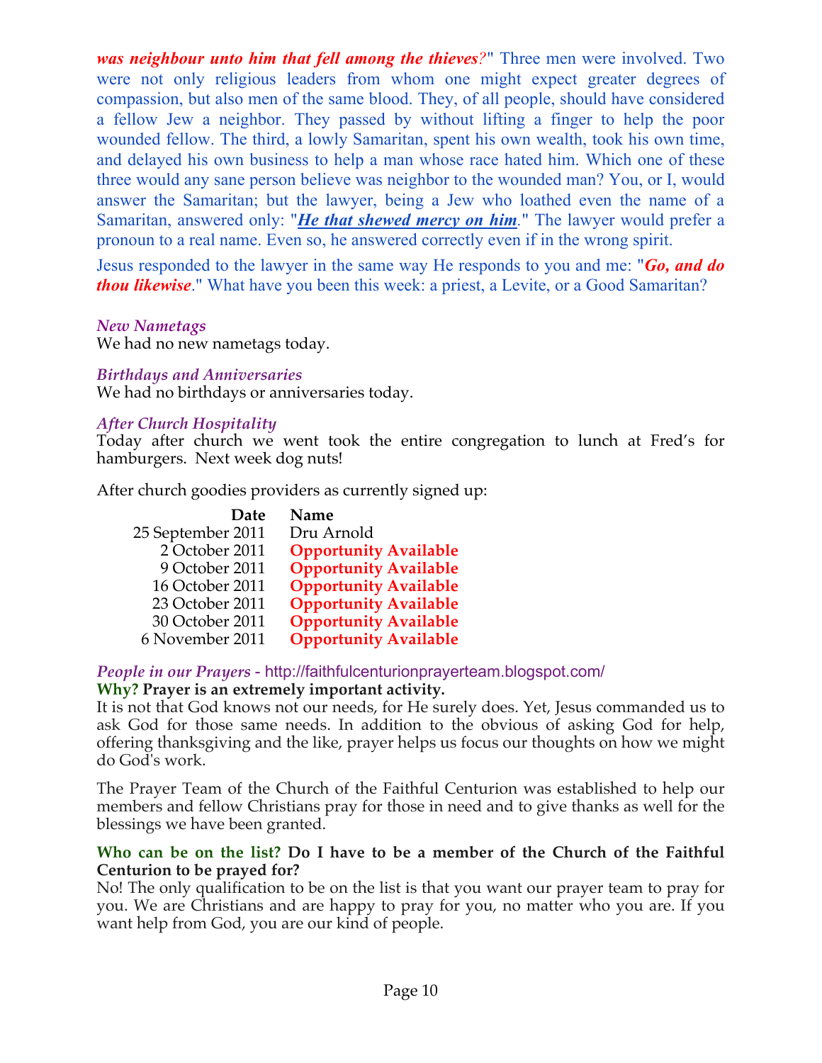***was neighbour unto him that fell among the thieves?*" Three men were involved. Two were not only religious leaders from whom one might expect greater degrees of compassion, but also men of the same blood. They, of all people, should have considered a fellow Jew a neighbor. They passed by without lifting a finger to help the poor wounded fellow. The third, a lowly Samaritan, spent his own wealth, took his own time, and delayed his own business to help a man whose race hated him. Which one of these three would any sane person believe was neighbor to the wounded man? You, or I, would answer the Samaritan; but the lawyer, being a Jew who loathed even the name of a Samaritan, answered only: "***He that shewed mercy on him***." The lawyer would prefer a pronoun to a real name. Even so, he answered correctly even if in the wrong spirit.

Jesus responded to the lawyer in the same way He responds to you and me: "***Go, and do thou likewise***." What have you been this week: a priest, a Levite, or a Good Samaritan?

*New Nametags*
We had no new nametags today.

*Birthdays and Anniversaries*
We had no birthdays or anniversaries today.

*After Church Hospitality*
Today after church we went took the entire congregation to lunch at Fred's for hamburgers. Next week dog nuts!

After church goodies providers as currently signed up:

| Date | Name |
|---|---|
| 25 September 2011 | Dru Arnold |
| 2 October 2011 | **Opportunity Available** |
| 9 October 2011 | **Opportunity Available** |
| 16 October 2011 | **Opportunity Available** |
| 23 October 2011 | **Opportunity Available** |
| 30 October 2011 | **Opportunity Available** |
| 6 November 2011 | **Opportunity Available** |

*People in our Prayers* - http://faithfulcenturionprayerteam.blogspot.com/

**Why? Prayer is an extremely important activity.**
It is not that God knows not our needs, for He surely does. Yet, Jesus commanded us to ask God for those same needs. In addition to the obvious of asking God for help, offering thanksgiving and the like, prayer helps us focus our thoughts on how we might do God's work.

The Prayer Team of the Church of the Faithful Centurion was established to help our members and fellow Christians pray for those in need and to give thanks as well for the blessings we have been granted.

**Who can be on the list? Do I have to be a member of the Church of the Faithful Centurion to be prayed for?**
No! The only qualification to be on the list is that you want our prayer team to pray for you. We are Christians and are happy to pray for you, no matter who you are. If you want help from God, you are our kind of people.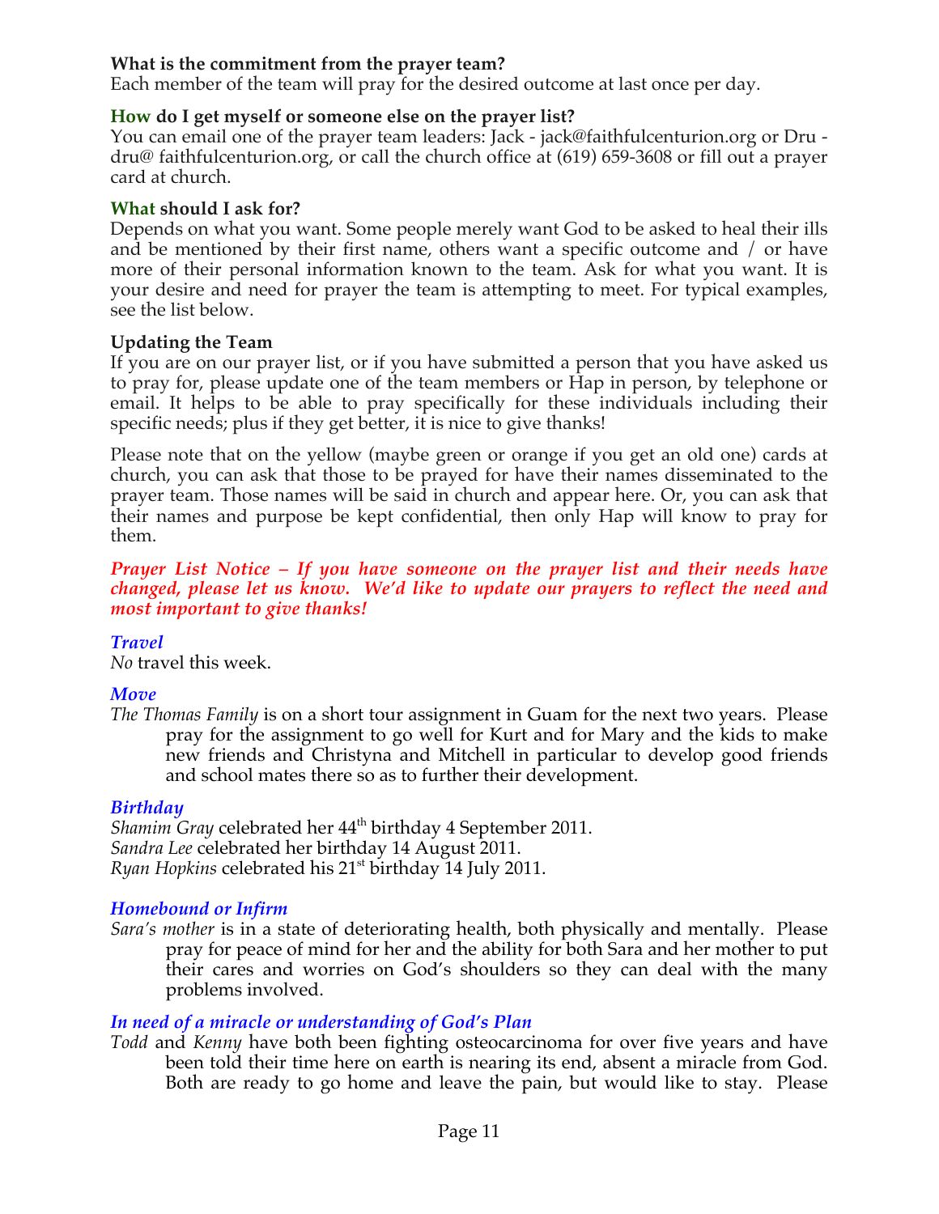**What is the commitment from the prayer team?**
Each member of the team will pray for the desired outcome at last once per day.

**How do I get myself or someone else on the prayer list?**
You can email one of the prayer team leaders: Jack - jack@faithfulcenturion.org or Dru - dru@ faithfulcenturion.org, or call the church office at (619) 659-3608 or fill out a prayer card at church.

**What should I ask for?**
Depends on what you want. Some people merely want God to be asked to heal their ills and be mentioned by their first name, others want a specific outcome and / or have more of their personal information known to the team. Ask for what you want. It is your desire and need for prayer the team is attempting to meet. For typical examples, see the list below.

**Updating the Team**
If you are on our prayer list, or if you have submitted a person that you have asked us to pray for, please update one of the team members or Hap in person, by telephone or email. It helps to be able to pray specifically for these individuals including their specific needs; plus if they get better, it is nice to give thanks!

Please note that on the yellow (maybe green or orange if you get an old one) cards at church, you can ask that those to be prayed for have their names disseminated to the prayer team. Those names will be said in church and appear here. Or, you can ask that their names and purpose be kept confidential, then only Hap will know to pray for them.

***Prayer List Notice – If you have someone on the prayer list and their needs have changed, please let us know. We'd like to update our prayers to reflect the need and most important to give thanks!***

***Travel***
*No* travel this week.

***Move***
*The Thomas Family* is on a short tour assignment in Guam for the next two years. Please pray for the assignment to go well for Kurt and for Mary and the kids to make new friends and Christyna and Mitchell in particular to develop good friends and school mates there so as to further their development.

***Birthday***
*Shamim Gray* celebrated her 44th birthday 4 September 2011.
*Sandra Lee* celebrated her birthday 14 August 2011.
*Ryan Hopkins* celebrated his 21st birthday 14 July 2011.

***Homebound or Infirm***
*Sara's mother* is in a state of deteriorating health, both physically and mentally. Please pray for peace of mind for her and the ability for both Sara and her mother to put their cares and worries on God's shoulders so they can deal with the many problems involved.

***In need of a miracle or understanding of God's Plan***
*Todd* and *Kenny* have both been fighting osteocarcinoma for over five years and have been told their time here on earth is nearing its end, absent a miracle from God. Both are ready to go home and leave the pain, but would like to stay. Please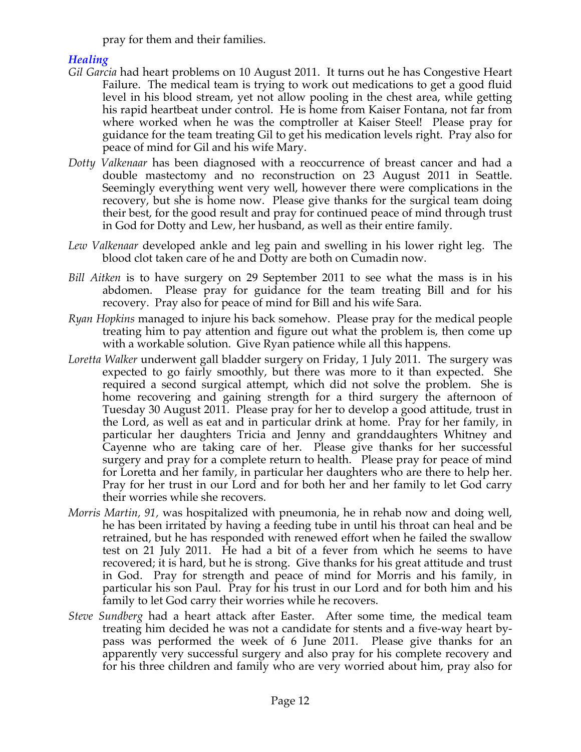pray for them and their families.

### *Healing*

*Gil Garcia* had heart problems on 10 August 2011. It turns out he has Congestive Heart Failure. The medical team is trying to work out medications to get a good fluid level in his blood stream, yet not allow pooling in the chest area, while getting his rapid heartbeat under control. He is home from Kaiser Fontana, not far from where worked when he was the comptroller at Kaiser Steel! Please pray for guidance for the team treating Gil to get his medication levels right. Pray also for peace of mind for Gil and his wife Mary.

*Dotty Valkenaar* has been diagnosed with a reoccurrence of breast cancer and had a double mastectomy and no reconstruction on 23 August 2011 in Seattle. Seemingly everything went very well, however there were complications in the recovery, but she is home now. Please give thanks for the surgical team doing their best, for the good result and pray for continued peace of mind through trust in God for Dotty and Lew, her husband, as well as their entire family.

*Lew Valkenaar* developed ankle and leg pain and swelling in his lower right leg. The blood clot taken care of he and Dotty are both on Cumadin now.

*Bill Aitken* is to have surgery on 29 September 2011 to see what the mass is in his abdomen. Please pray for guidance for the team treating Bill and for his recovery. Pray also for peace of mind for Bill and his wife Sara.

*Ryan Hopkins* managed to injure his back somehow. Please pray for the medical people treating him to pay attention and figure out what the problem is, then come up with a workable solution. Give Ryan patience while all this happens.

*Loretta Walker* underwent gall bladder surgery on Friday, 1 July 2011. The surgery was expected to go fairly smoothly, but there was more to it than expected. She required a second surgical attempt, which did not solve the problem. She is home recovering and gaining strength for a third surgery the afternoon of Tuesday 30 August 2011. Please pray for her to develop a good attitude, trust in the Lord, as well as eat and in particular drink at home. Pray for her family, in particular her daughters Tricia and Jenny and granddaughters Whitney and Cayenne who are taking care of her. Please give thanks for her successful surgery and pray for a complete return to health. Please pray for peace of mind for Loretta and her family, in particular her daughters who are there to help her. Pray for her trust in our Lord and for both her and her family to let God carry their worries while she recovers.

*Morris Martin, 91,* was hospitalized with pneumonia, he in rehab now and doing well, he has been irritated by having a feeding tube in until his throat can heal and be retrained, but he has responded with renewed effort when he failed the swallow test on 21 July 2011. He had a bit of a fever from which he seems to have recovered; it is hard, but he is strong. Give thanks for his great attitude and trust in God. Pray for strength and peace of mind for Morris and his family, in particular his son Paul. Pray for his trust in our Lord and for both him and his family to let God carry their worries while he recovers.

*Steve Sundberg* had a heart attack after Easter. After some time, the medical team treating him decided he was not a candidate for stents and a five-way heart by-pass was performed the week of 6 June 2011. Please give thanks for an apparently very successful surgery and also pray for his complete recovery and for his three children and family who are very worried about him, pray also for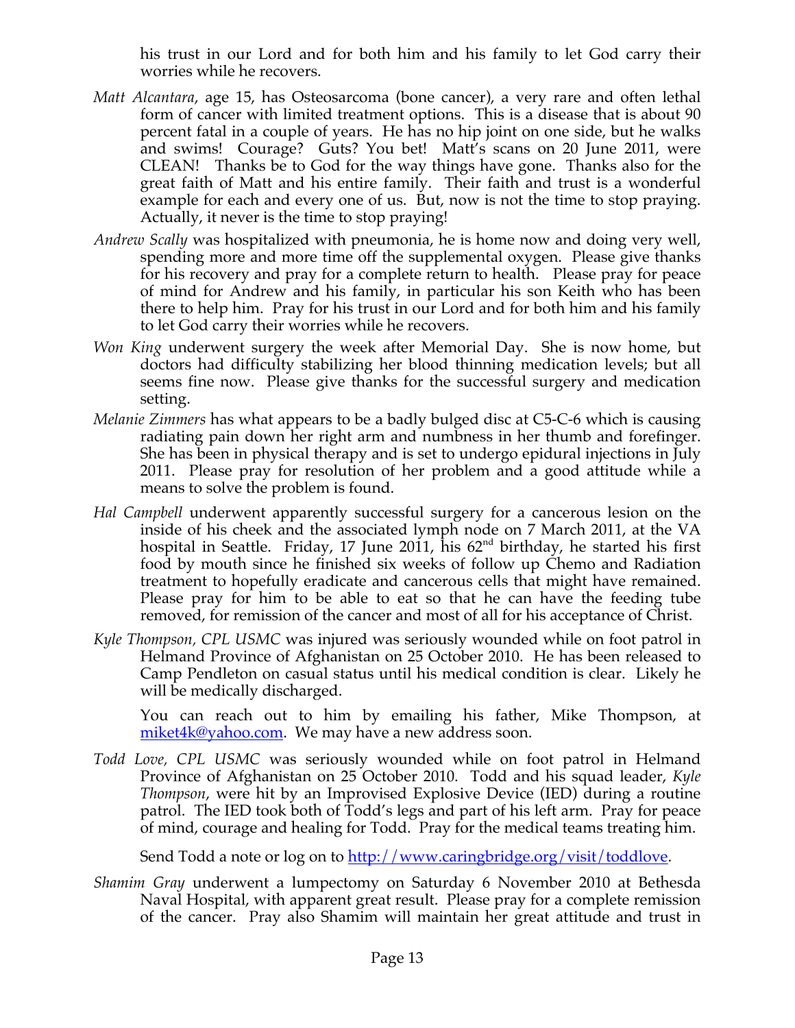his trust in our Lord and for both him and his family to let God carry their worries while he recovers.

*Matt Alcantara*, age 15, has Osteosarcoma (bone cancer), a very rare and often lethal form of cancer with limited treatment options. This is a disease that is about 90 percent fatal in a couple of years. He has no hip joint on one side, but he walks and swims! Courage? Guts? You bet! Matt's scans on 20 June 2011, were CLEAN! Thanks be to God for the way things have gone. Thanks also for the great faith of Matt and his entire family. Their faith and trust is a wonderful example for each and every one of us. But, now is not the time to stop praying. Actually, it never is the time to stop praying!

*Andrew Scally* was hospitalized with pneumonia, he is home now and doing very well, spending more and more time off the supplemental oxygen. Please give thanks for his recovery and pray for a complete return to health. Please pray for peace of mind for Andrew and his family, in particular his son Keith who has been there to help him. Pray for his trust in our Lord and for both him and his family to let God carry their worries while he recovers.

*Won King* underwent surgery the week after Memorial Day. She is now home, but doctors had difficulty stabilizing her blood thinning medication levels; but all seems fine now. Please give thanks for the successful surgery and medication setting.

*Melanie Zimmers* has what appears to be a badly bulged disc at C5-C-6 which is causing radiating pain down her right arm and numbness in her thumb and forefinger. She has been in physical therapy and is set to undergo epidural injections in July 2011. Please pray for resolution of her problem and a good attitude while a means to solve the problem is found.

*Hal Campbell* underwent apparently successful surgery for a cancerous lesion on the inside of his cheek and the associated lymph node on 7 March 2011, at the VA hospital in Seattle. Friday, 17 June 2011, his 62nd birthday, he started his first food by mouth since he finished six weeks of follow up Chemo and Radiation treatment to hopefully eradicate and cancerous cells that might have remained. Please pray for him to be able to eat so that he can have the feeding tube removed, for remission of the cancer and most of all for his acceptance of Christ.

*Kyle Thompson, CPL USMC* was injured was seriously wounded while on foot patrol in Helmand Province of Afghanistan on 25 October 2010. He has been released to Camp Pendleton on casual status until his medical condition is clear. Likely he will be medically discharged.

You can reach out to him by emailing his father, Mike Thompson, at miket4k@yahoo.com. We may have a new address soon.

*Todd Love, CPL USMC* was seriously wounded while on foot patrol in Helmand Province of Afghanistan on 25 October 2010. Todd and his squad leader, *Kyle Thompson*, were hit by an Improvised Explosive Device (IED) during a routine patrol. The IED took both of Todd's legs and part of his left arm. Pray for peace of mind, courage and healing for Todd. Pray for the medical teams treating him.

Send Todd a note or log on to http://www.caringbridge.org/visit/toddlove.

*Shamim Gray* underwent a lumpectomy on Saturday 6 November 2010 at Bethesda Naval Hospital, with apparent great result. Please pray for a complete remission of the cancer. Pray also Shamim will maintain her great attitude and trust in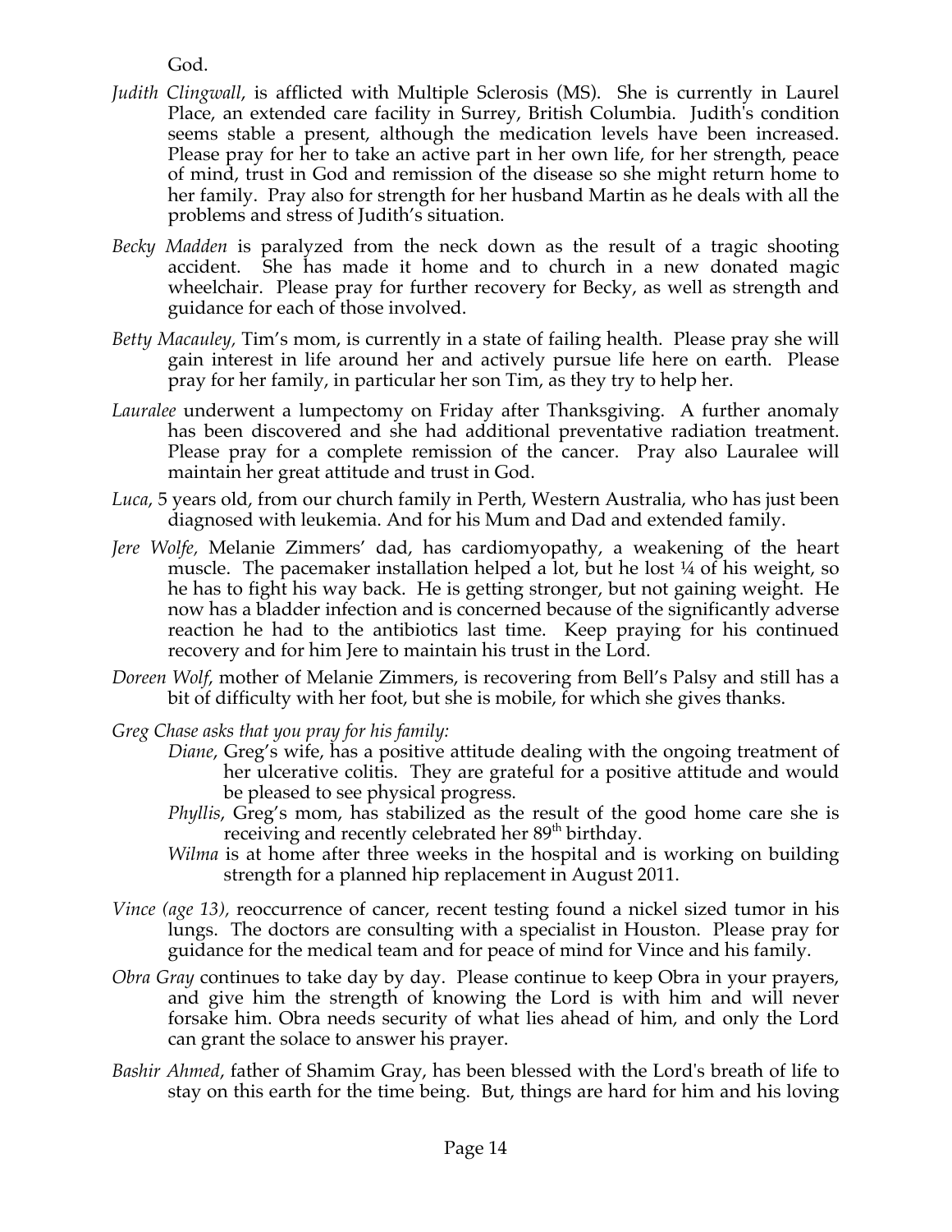God.

*Judith Clingwall*, is afflicted with Multiple Sclerosis (MS). She is currently in Laurel Place, an extended care facility in Surrey, British Columbia. Judith's condition seems stable a present, although the medication levels have been increased. Please pray for her to take an active part in her own life, for her strength, peace of mind, trust in God and remission of the disease so she might return home to her family. Pray also for strength for her husband Martin as he deals with all the problems and stress of Judith's situation.

*Becky Madden* is paralyzed from the neck down as the result of a tragic shooting accident. She has made it home and to church in a new donated magic wheelchair. Please pray for further recovery for Becky, as well as strength and guidance for each of those involved.

*Betty Macauley,* Tim's mom, is currently in a state of failing health. Please pray she will gain interest in life around her and actively pursue life here on earth. Please pray for her family, in particular her son Tim, as they try to help her.

*Lauralee* underwent a lumpectomy on Friday after Thanksgiving. A further anomaly has been discovered and she had additional preventative radiation treatment. Please pray for a complete remission of the cancer. Pray also Lauralee will maintain her great attitude and trust in God.

*Luca*, 5 years old, from our church family in Perth, Western Australia, who has just been diagnosed with leukemia. And for his Mum and Dad and extended family.

*Jere Wolfe,* Melanie Zimmers' dad, has cardiomyopathy, a weakening of the heart muscle. The pacemaker installation helped a lot, but he lost ¼ of his weight, so he has to fight his way back. He is getting stronger, but not gaining weight. He now has a bladder infection and is concerned because of the significantly adverse reaction he had to the antibiotics last time. Keep praying for his continued recovery and for him Jere to maintain his trust in the Lord.

*Doreen Wolf*, mother of Melanie Zimmers, is recovering from Bell's Palsy and still has a bit of difficulty with her foot, but she is mobile, for which she gives thanks.

*Greg Chase asks that you pray for his family:*

- *Diane*, Greg's wife, has a positive attitude dealing with the ongoing treatment of her ulcerative colitis. They are grateful for a positive attitude and would be pleased to see physical progress.
- *Phyllis*, Greg's mom, has stabilized as the result of the good home care she is receiving and recently celebrated her 89th birthday.
- *Wilma* is at home after three weeks in the hospital and is working on building strength for a planned hip replacement in August 2011.

*Vince (age 13),* reoccurrence of cancer, recent testing found a nickel sized tumor in his lungs. The doctors are consulting with a specialist in Houston. Please pray for guidance for the medical team and for peace of mind for Vince and his family.

*Obra Gray* continues to take day by day. Please continue to keep Obra in your prayers, and give him the strength of knowing the Lord is with him and will never forsake him. Obra needs security of what lies ahead of him, and only the Lord can grant the solace to answer his prayer.

*Bashir Ahmed*, father of Shamim Gray, has been blessed with the Lord's breath of life to stay on this earth for the time being. But, things are hard for him and his loving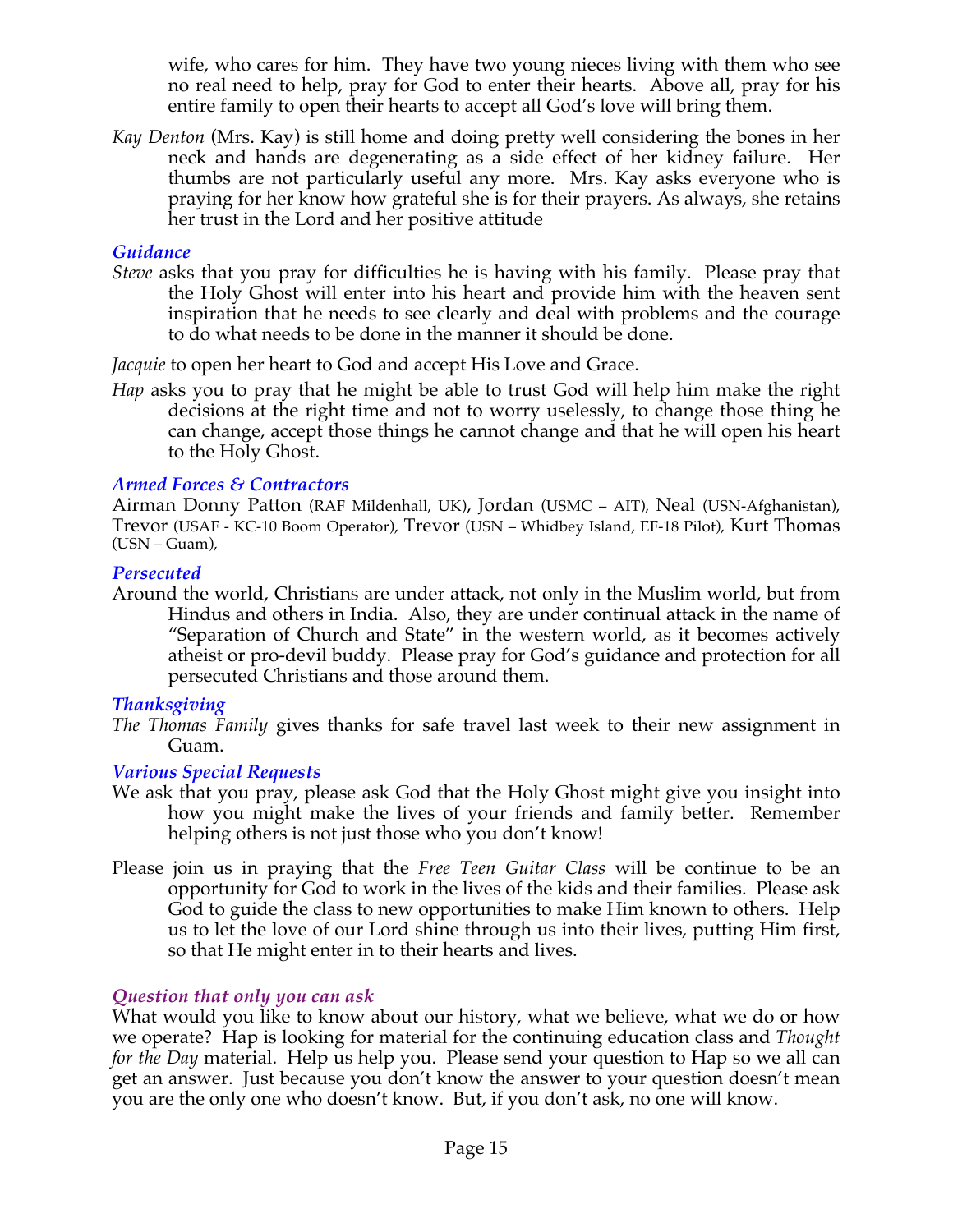wife, who cares for him. They have two young nieces living with them who see no real need to help, pray for God to enter their hearts. Above all, pray for his entire family to open their hearts to accept all God's love will bring them.

*Kay Denton* (Mrs. Kay) is still home and doing pretty well considering the bones in her neck and hands are degenerating as a side effect of her kidney failure. Her thumbs are not particularly useful any more. Mrs. Kay asks everyone who is praying for her know how grateful she is for their prayers. As always, she retains her trust in the Lord and her positive attitude

### *Guidance*

*Steve* asks that you pray for difficulties he is having with his family. Please pray that the Holy Ghost will enter into his heart and provide him with the heaven sent inspiration that he needs to see clearly and deal with problems and the courage to do what needs to be done in the manner it should be done.

*Jacquie* to open her heart to God and accept His Love and Grace.

*Hap* asks you to pray that he might be able to trust God will help him make the right decisions at the right time and not to worry uselessly, to change those thing he can change, accept those things he cannot change and that he will open his heart to the Holy Ghost.

### *Armed Forces & Contractors*

Airman Donny Patton (RAF Mildenhall, UK), Jordan (USMC – AIT), Neal (USN-Afghanistan), Trevor (USAF - KC-10 Boom Operator), Trevor (USN – Whidbey Island, EF-18 Pilot), Kurt Thomas (USN – Guam),

### *Persecuted*

Around the world, Christians are under attack, not only in the Muslim world, but from Hindus and others in India. Also, they are under continual attack in the name of "Separation of Church and State" in the western world, as it becomes actively atheist or pro-devil buddy. Please pray for God's guidance and protection for all persecuted Christians and those around them.

### *Thanksgiving*

*The Thomas Family* gives thanks for safe travel last week to their new assignment in Guam.

### *Various Special Requests*

We ask that you pray, please ask God that the Holy Ghost might give you insight into how you might make the lives of your friends and family better. Remember helping others is not just those who you don't know!

Please join us in praying that the *Free Teen Guitar Class* will be continue to be an opportunity for God to work in the lives of the kids and their families. Please ask God to guide the class to new opportunities to make Him known to others. Help us to let the love of our Lord shine through us into their lives, putting Him first, so that He might enter in to their hearts and lives.

### *Question that only you can ask*

What would you like to know about our history, what we believe, what we do or how we operate? Hap is looking for material for the continuing education class and *Thought for the Day* material. Help us help you. Please send your question to Hap so we all can get an answer. Just because you don't know the answer to your question doesn't mean you are the only one who doesn't know. But, if you don't ask, no one will know.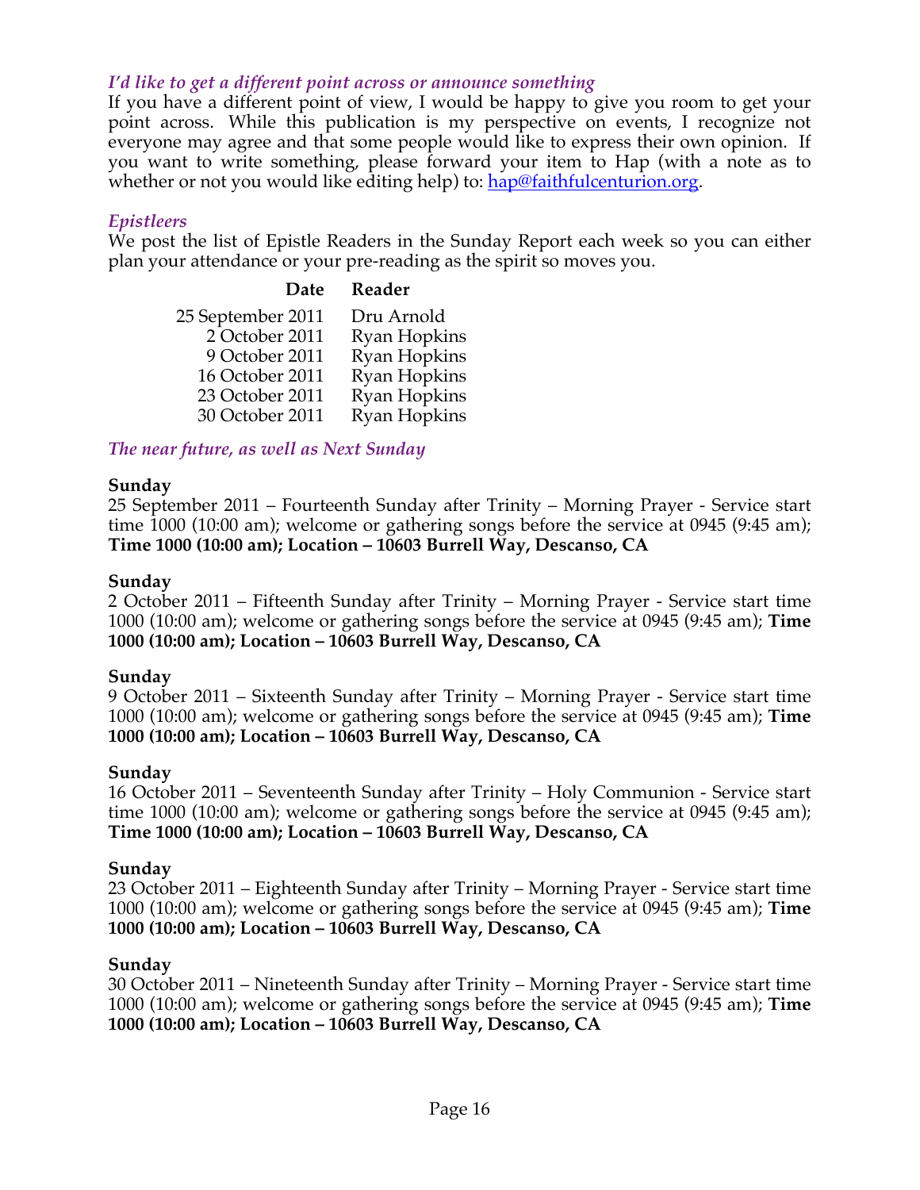### *I'd like to get a different point across or announce something*

If you have a different point of view, I would be happy to give you room to get your point across. While this publication is my perspective on events, I recognize not everyone may agree and that some people would like to express their own opinion. If you want to write something, please forward your item to Hap (with a note as to whether or not you would like editing help) to: hap@faithfulcenturion.org.

### *Epistleers*

We post the list of Epistle Readers in the Sunday Report each week so you can either plan your attendance or your pre-reading as the spirit so moves you.

| Date | Reader |
|---|---|
| 25 September 2011 | Dru Arnold |
| 2 October 2011 | Ryan Hopkins |
| 9 October 2011 | Ryan Hopkins |
| 16 October 2011 | Ryan Hopkins |
| 23 October 2011 | Ryan Hopkins |
| 30 October 2011 | Ryan Hopkins |

### *The near future, as well as Next Sunday*

**Sunday**
25 September 2011 – Fourteenth Sunday after Trinity – Morning Prayer - Service start time 1000 (10:00 am); welcome or gathering songs before the service at 0945 (9:45 am); **Time 1000 (10:00 am); Location – 10603 Burrell Way, Descanso, CA**

**Sunday**
2 October 2011 – Fifteenth Sunday after Trinity – Morning Prayer - Service start time 1000 (10:00 am); welcome or gathering songs before the service at 0945 (9:45 am); **Time 1000 (10:00 am); Location – 10603 Burrell Way, Descanso, CA**

**Sunday**
9 October 2011 – Sixteenth Sunday after Trinity – Morning Prayer - Service start time 1000 (10:00 am); welcome or gathering songs before the service at 0945 (9:45 am); **Time 1000 (10:00 am); Location – 10603 Burrell Way, Descanso, CA**

**Sunday**
16 October 2011 – Seventeenth Sunday after Trinity – Holy Communion - Service start time 1000 (10:00 am); welcome or gathering songs before the service at 0945 (9:45 am); **Time 1000 (10:00 am); Location – 10603 Burrell Way, Descanso, CA**

**Sunday**
23 October 2011 – Eighteenth Sunday after Trinity – Morning Prayer - Service start time 1000 (10:00 am); welcome or gathering songs before the service at 0945 (9:45 am); **Time 1000 (10:00 am); Location – 10603 Burrell Way, Descanso, CA**

**Sunday**
30 October 2011 – Nineteenth Sunday after Trinity – Morning Prayer - Service start time 1000 (10:00 am); welcome or gathering songs before the service at 0945 (9:45 am); **Time 1000 (10:00 am); Location – 10603 Burrell Way, Descanso, CA**